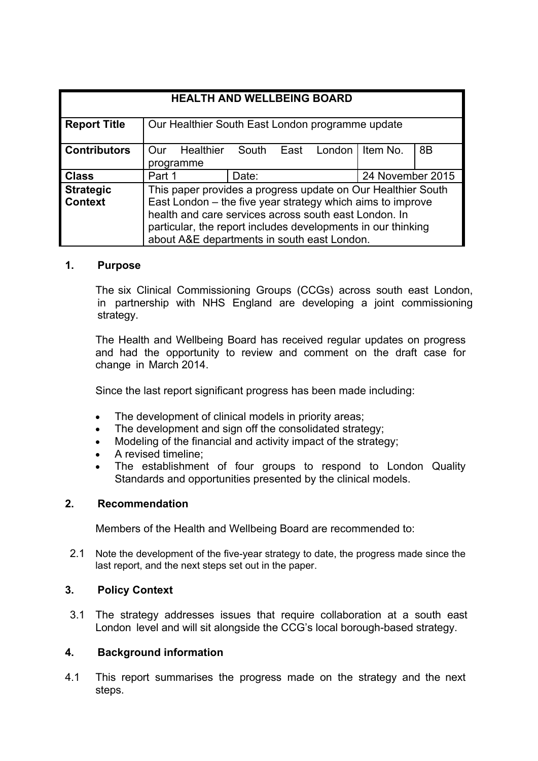| HEALTH AND WELLBEING BOARD | | | | |
|---|---|---|---|---|
| **Report Title** | Our Healthier South East London programme update | | | |
| **Contributors** | Our Healthier South East London programme | | Item No. | 8B |
| **Class** | Part 1 | Date: | 24 November 2015 | |
| **Strategic Context** | This paper provides a progress update on Our Healthier South East London – the five year strategy which aims to improve health and care services across south east London. In particular, the report includes developments in our thinking about A&E departments in south east London. | | | |

## 1. Purpose

The six Clinical Commissioning Groups (CCGs) across south east London, in partnership with NHS England are developing a joint commissioning strategy.

The Health and Wellbeing Board has received regular updates on progress and had the opportunity to review and comment on the draft case for change in March 2014.

Since the last report significant progress has been made including:

- The development of clinical models in priority areas;
- The development and sign off the consolidated strategy;
- Modeling of the financial and activity impact of the strategy;
- A revised timeline;
- The establishment of four groups to respond to London Quality Standards and opportunities presented by the clinical models.

## 2. Recommendation

Members of the Health and Wellbeing Board are recommended to:

2.1 Note the development of the five-year strategy to date, the progress made since the last report, and the next steps set out in the paper.

## 3. Policy Context

3.1 The strategy addresses issues that require collaboration at a south east London level and will sit alongside the CCG's local borough-based strategy.

## 4. Background information

4.1 This report summarises the progress made on the strategy and the next steps.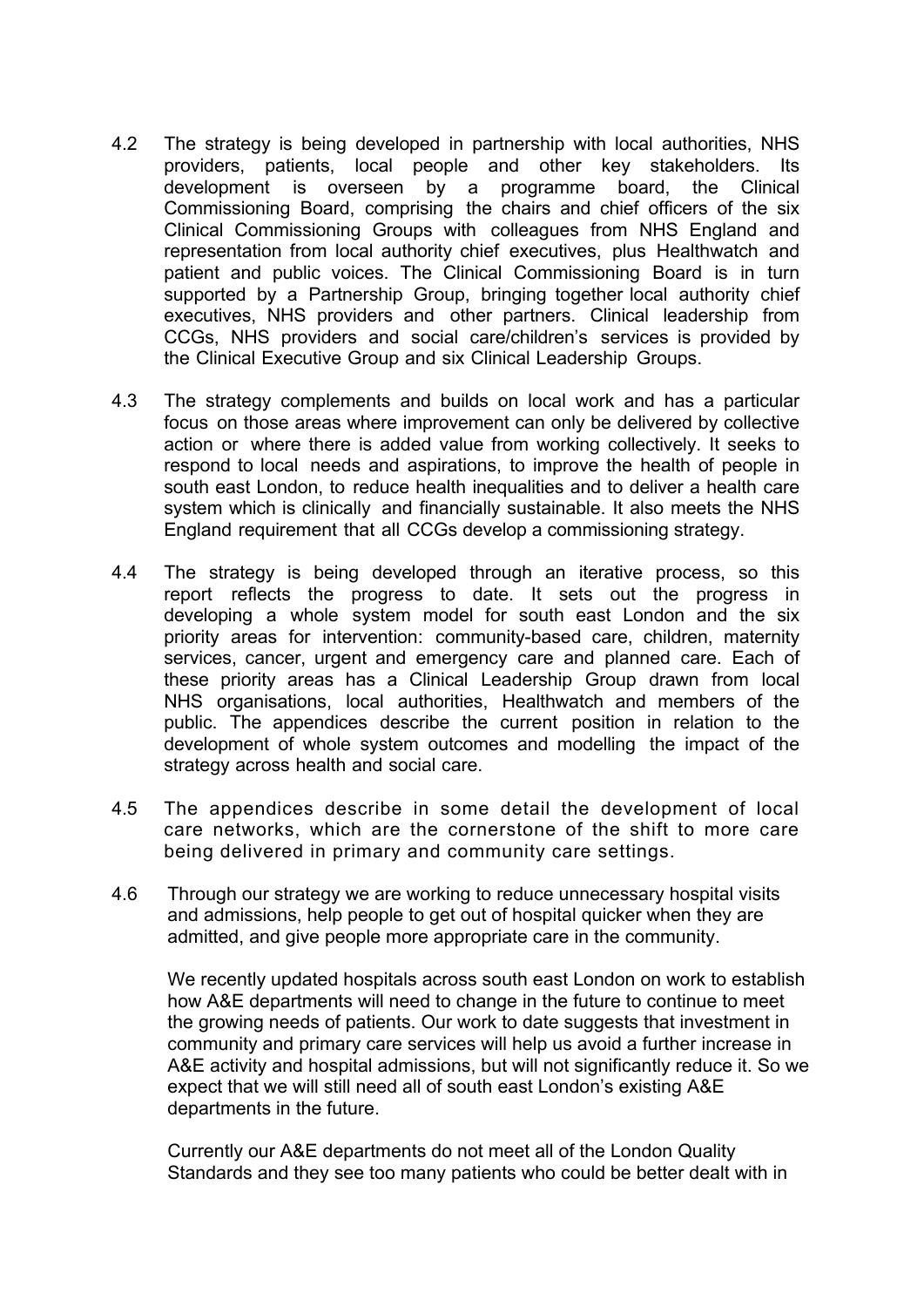4.2 The strategy is being developed in partnership with local authorities, NHS providers, patients, local people and other key stakeholders. Its development is overseen by a programme board, the Clinical Commissioning Board, comprising the chairs and chief officers of the six Clinical Commissioning Groups with colleagues from NHS England and representation from local authority chief executives, plus Healthwatch and patient and public voices. The Clinical Commissioning Board is in turn supported by a Partnership Group, bringing together local authority chief executives, NHS providers and other partners. Clinical leadership from CCGs, NHS providers and social care/children's services is provided by the Clinical Executive Group and six Clinical Leadership Groups.

4.3 The strategy complements and builds on local work and has a particular focus on those areas where improvement can only be delivered by collective action or where there is added value from working collectively. It seeks to respond to local needs and aspirations, to improve the health of people in south east London, to reduce health inequalities and to deliver a health care system which is clinically and financially sustainable. It also meets the NHS England requirement that all CCGs develop a commissioning strategy.

4.4 The strategy is being developed through an iterative process, so this report reflects the progress to date. It sets out the progress in developing a whole system model for south east London and the six priority areas for intervention: community-based care, children, maternity services, cancer, urgent and emergency care and planned care. Each of these priority areas has a Clinical Leadership Group drawn from local NHS organisations, local authorities, Healthwatch and members of the public. The appendices describe the current position in relation to the development of whole system outcomes and modelling the impact of the strategy across health and social care.

4.5 The appendices describe in some detail the development of local care networks, which are the cornerstone of the shift to more care being delivered in primary and community care settings.

4.6 Through our strategy we are working to reduce unnecessary hospital visits and admissions, help people to get out of hospital quicker when they are admitted, and give people more appropriate care in the community.

We recently updated hospitals across south east London on work to establish how A&E departments will need to change in the future to continue to meet the growing needs of patients. Our work to date suggests that investment in community and primary care services will help us avoid a further increase in A&E activity and hospital admissions, but will not significantly reduce it. So we expect that we will still need all of south east London's existing A&E departments in the future.

Currently our A&E departments do not meet all of the London Quality Standards and they see too many patients who could be better dealt with in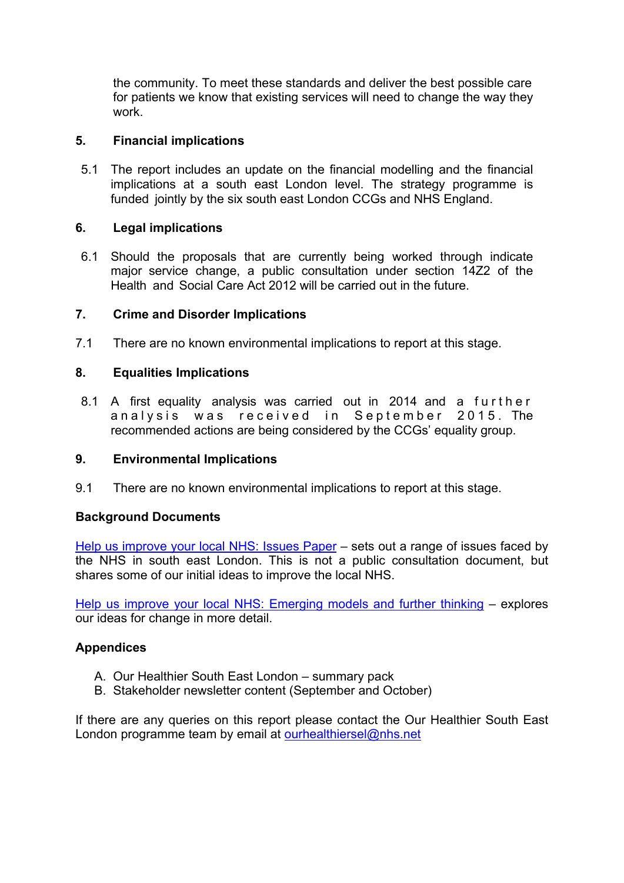the community. To meet these standards and deliver the best possible care for patients we know that existing services will need to change the way they work.

## 5. Financial implications

5.1 The report includes an update on the financial modelling and the financial implications at a south east London level. The strategy programme is funded jointly by the six south east London CCGs and NHS England.

## 6. Legal implications

6.1 Should the proposals that are currently being worked through indicate major service change, a public consultation under section 14Z2 of the Health and Social Care Act 2012 will be carried out in the future.

## 7. Crime and Disorder Implications

7.1 There are no known environmental implications to report at this stage.

## 8. Equalities Implications

8.1 A first equality analysis was carried out in 2014 and a further analysis was received in September 2015. The recommended actions are being considered by the CCGs' equality group.

## 9. Environmental Implications

9.1 There are no known environmental implications to report at this stage.

## Background Documents

[Help us improve your local NHS: Issues Paper]() – sets out a range of issues faced by the NHS in south east London. This is not a public consultation document, but shares some of our initial ideas to improve the local NHS.

[Help us improve your local NHS: Emerging models and further thinking]() – explores our ideas for change in more detail.

## Appendices

A. Our Healthier South East London – summary pack
B. Stakeholder newsletter content (September and October)

If there are any queries on this report please contact the Our Healthier South East London programme team by email at ourhealthiersel@nhs.net